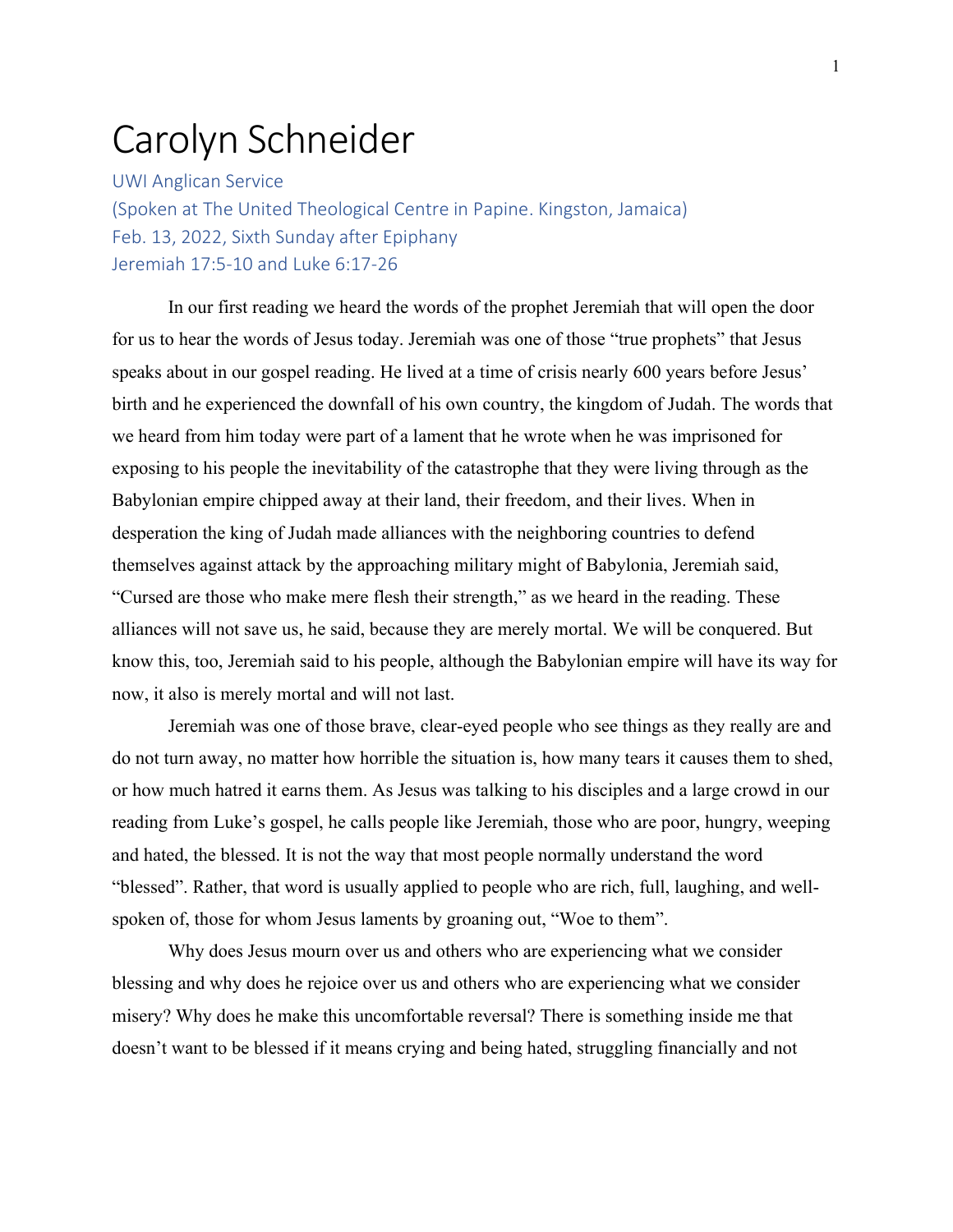# Carolyn Schneider

UWI Anglican Service
(Spoken at The United Theological Centre in Papine. Kingston, Jamaica)
Feb. 13, 2022, Sixth Sunday after Epiphany
Jeremiah 17:5-10 and Luke 6:17-26

In our first reading we heard the words of the prophet Jeremiah that will open the door for us to hear the words of Jesus today. Jeremiah was one of those "true prophets" that Jesus speaks about in our gospel reading. He lived at a time of crisis nearly 600 years before Jesus' birth and he experienced the downfall of his own country, the kingdom of Judah. The words that we heard from him today were part of a lament that he wrote when he was imprisoned for exposing to his people the inevitability of the catastrophe that they were living through as the Babylonian empire chipped away at their land, their freedom, and their lives. When in desperation the king of Judah made alliances with the neighboring countries to defend themselves against attack by the approaching military might of Babylonia, Jeremiah said, "Cursed are those who make mere flesh their strength," as we heard in the reading. These alliances will not save us, he said, because they are merely mortal. We will be conquered. But know this, too, Jeremiah said to his people, although the Babylonian empire will have its way for now, it also is merely mortal and will not last.

Jeremiah was one of those brave, clear-eyed people who see things as they really are and do not turn away, no matter how horrible the situation is, how many tears it causes them to shed, or how much hatred it earns them. As Jesus was talking to his disciples and a large crowd in our reading from Luke's gospel, he calls people like Jeremiah, those who are poor, hungry, weeping and hated, the blessed. It is not the way that most people normally understand the word "blessed". Rather, that word is usually applied to people who are rich, full, laughing, and well-spoken of, those for whom Jesus laments by groaning out, "Woe to them".

Why does Jesus mourn over us and others who are experiencing what we consider blessing and why does he rejoice over us and others who are experiencing what we consider misery? Why does he make this uncomfortable reversal? There is something inside me that doesn't want to be blessed if it means crying and being hated, struggling financially and not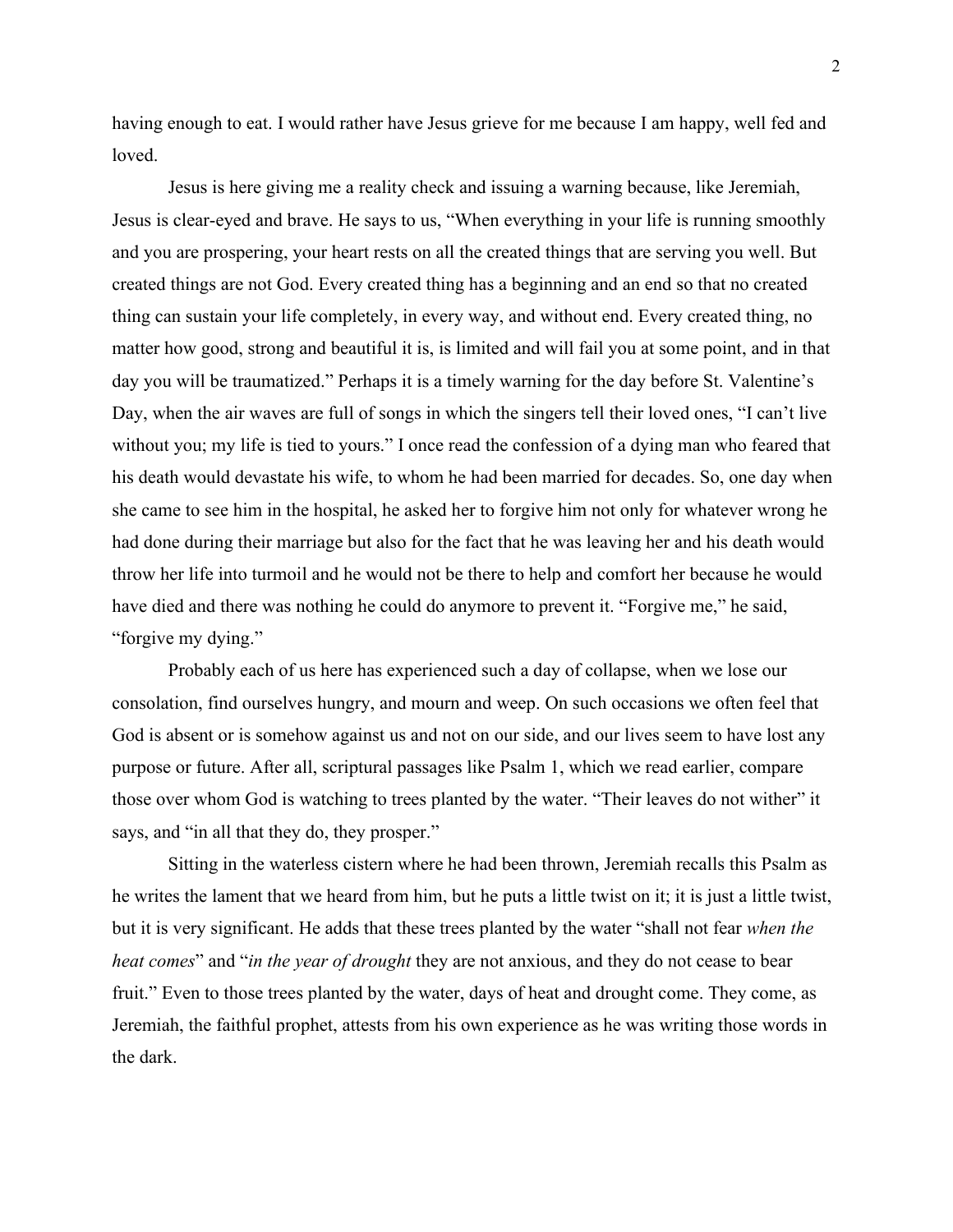having enough to eat. I would rather have Jesus grieve for me because I am happy, well fed and loved.

Jesus is here giving me a reality check and issuing a warning because, like Jeremiah, Jesus is clear-eyed and brave. He says to us, "When everything in your life is running smoothly and you are prospering, your heart rests on all the created things that are serving you well. But created things are not God. Every created thing has a beginning and an end so that no created thing can sustain your life completely, in every way, and without end. Every created thing, no matter how good, strong and beautiful it is, is limited and will fail you at some point, and in that day you will be traumatized." Perhaps it is a timely warning for the day before St. Valentine's Day, when the air waves are full of songs in which the singers tell their loved ones, "I can't live without you; my life is tied to yours." I once read the confession of a dying man who feared that his death would devastate his wife, to whom he had been married for decades. So, one day when she came to see him in the hospital, he asked her to forgive him not only for whatever wrong he had done during their marriage but also for the fact that he was leaving her and his death would throw her life into turmoil and he would not be there to help and comfort her because he would have died and there was nothing he could do anymore to prevent it. "Forgive me," he said, "forgive my dying."

Probably each of us here has experienced such a day of collapse, when we lose our consolation, find ourselves hungry, and mourn and weep. On such occasions we often feel that God is absent or is somehow against us and not on our side, and our lives seem to have lost any purpose or future. After all, scriptural passages like Psalm 1, which we read earlier, compare those over whom God is watching to trees planted by the water. "Their leaves do not wither" it says, and "in all that they do, they prosper."

Sitting in the waterless cistern where he had been thrown, Jeremiah recalls this Psalm as he writes the lament that we heard from him, but he puts a little twist on it; it is just a little twist, but it is very significant. He adds that these trees planted by the water "shall not fear *when the heat comes*" and "*in the year of drought* they are not anxious, and they do not cease to bear fruit." Even to those trees planted by the water, days of heat and drought come. They come, as Jeremiah, the faithful prophet, attests from his own experience as he was writing those words in the dark.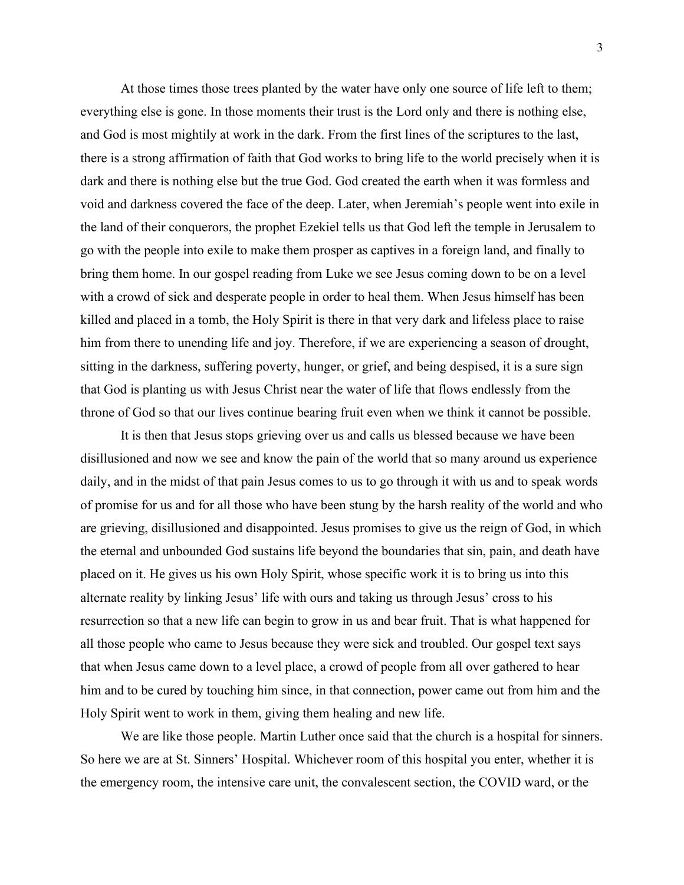At those times those trees planted by the water have only one source of life left to them; everything else is gone. In those moments their trust is the Lord only and there is nothing else, and God is most mightily at work in the dark. From the first lines of the scriptures to the last, there is a strong affirmation of faith that God works to bring life to the world precisely when it is dark and there is nothing else but the true God. God created the earth when it was formless and void and darkness covered the face of the deep. Later, when Jeremiah's people went into exile in the land of their conquerors, the prophet Ezekiel tells us that God left the temple in Jerusalem to go with the people into exile to make them prosper as captives in a foreign land, and finally to bring them home. In our gospel reading from Luke we see Jesus coming down to be on a level with a crowd of sick and desperate people in order to heal them. When Jesus himself has been killed and placed in a tomb, the Holy Spirit is there in that very dark and lifeless place to raise him from there to unending life and joy. Therefore, if we are experiencing a season of drought, sitting in the darkness, suffering poverty, hunger, or grief, and being despised, it is a sure sign that God is planting us with Jesus Christ near the water of life that flows endlessly from the throne of God so that our lives continue bearing fruit even when we think it cannot be possible.

It is then that Jesus stops grieving over us and calls us blessed because we have been disillusioned and now we see and know the pain of the world that so many around us experience daily, and in the midst of that pain Jesus comes to us to go through it with us and to speak words of promise for us and for all those who have been stung by the harsh reality of the world and who are grieving, disillusioned and disappointed. Jesus promises to give us the reign of God, in which the eternal and unbounded God sustains life beyond the boundaries that sin, pain, and death have placed on it. He gives us his own Holy Spirit, whose specific work it is to bring us into this alternate reality by linking Jesus' life with ours and taking us through Jesus' cross to his resurrection so that a new life can begin to grow in us and bear fruit. That is what happened for all those people who came to Jesus because they were sick and troubled. Our gospel text says that when Jesus came down to a level place, a crowd of people from all over gathered to hear him and to be cured by touching him since, in that connection, power came out from him and the Holy Spirit went to work in them, giving them healing and new life.

We are like those people. Martin Luther once said that the church is a hospital for sinners. So here we are at St. Sinners' Hospital. Whichever room of this hospital you enter, whether it is the emergency room, the intensive care unit, the convalescent section, the COVID ward, or the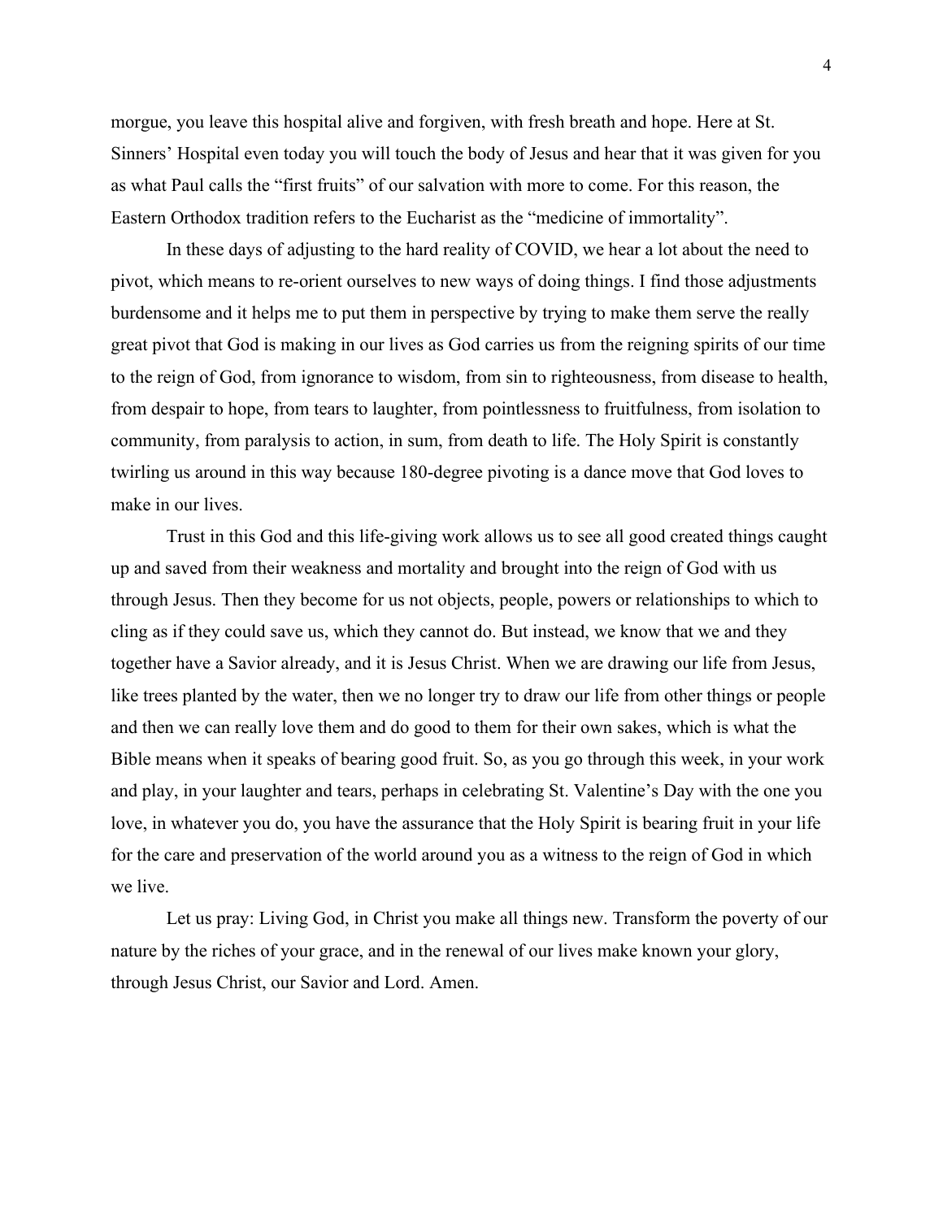morgue, you leave this hospital alive and forgiven, with fresh breath and hope. Here at St. Sinners' Hospital even today you will touch the body of Jesus and hear that it was given for you as what Paul calls the "first fruits" of our salvation with more to come. For this reason, the Eastern Orthodox tradition refers to the Eucharist as the "medicine of immortality".

In these days of adjusting to the hard reality of COVID, we hear a lot about the need to pivot, which means to re-orient ourselves to new ways of doing things. I find those adjustments burdensome and it helps me to put them in perspective by trying to make them serve the really great pivot that God is making in our lives as God carries us from the reigning spirits of our time to the reign of God, from ignorance to wisdom, from sin to righteousness, from disease to health, from despair to hope, from tears to laughter, from pointlessness to fruitfulness, from isolation to community, from paralysis to action, in sum, from death to life. The Holy Spirit is constantly twirling us around in this way because 180-degree pivoting is a dance move that God loves to make in our lives.

Trust in this God and this life-giving work allows us to see all good created things caught up and saved from their weakness and mortality and brought into the reign of God with us through Jesus. Then they become for us not objects, people, powers or relationships to which to cling as if they could save us, which they cannot do. But instead, we know that we and they together have a Savior already, and it is Jesus Christ. When we are drawing our life from Jesus, like trees planted by the water, then we no longer try to draw our life from other things or people and then we can really love them and do good to them for their own sakes, which is what the Bible means when it speaks of bearing good fruit. So, as you go through this week, in your work and play, in your laughter and tears, perhaps in celebrating St. Valentine's Day with the one you love, in whatever you do, you have the assurance that the Holy Spirit is bearing fruit in your life for the care and preservation of the world around you as a witness to the reign of God in which we live.

Let us pray: Living God, in Christ you make all things new. Transform the poverty of our nature by the riches of your grace, and in the renewal of our lives make known your glory, through Jesus Christ, our Savior and Lord. Amen.